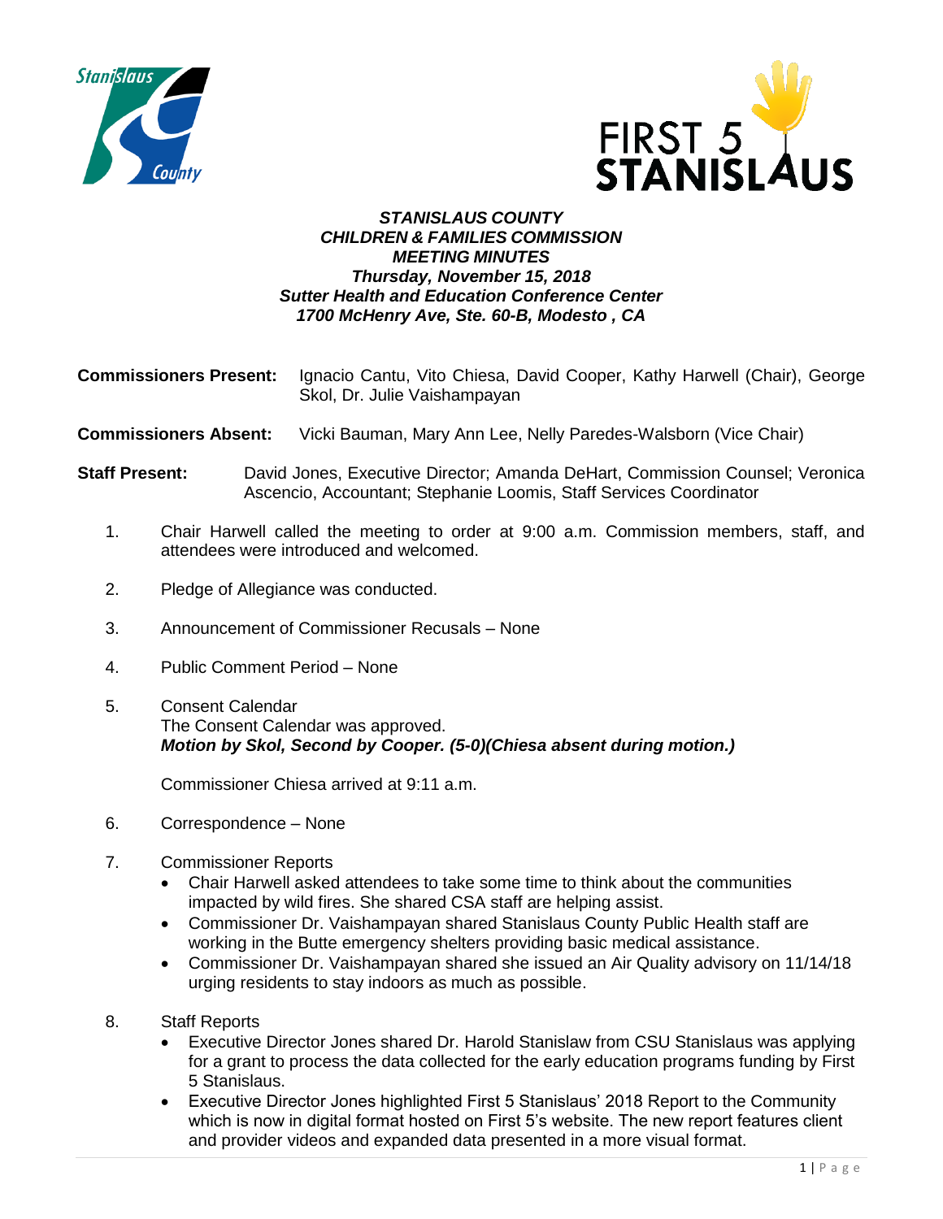***STANISLAUS COUNTY***
***CHILDREN & FAMILIES COMMISSION***
***MEETING MINUTES***
***Thursday, November 15, 2018***
***Sutter Health and Education Conference Center***
***1700 McHenry Ave, Ste. 60-B, Modesto , CA***

**Commissioners Present:** Ignacio Cantu, Vito Chiesa, David Cooper, Kathy Harwell (Chair), George Skol, Dr. Julie Vaishampayan

**Commissioners Absent:** Vicki Bauman, Mary Ann Lee, Nelly Paredes-Walsborn (Vice Chair)

**Staff Present:** David Jones, Executive Director; Amanda DeHart, Commission Counsel; Veronica Ascencio, Accountant; Stephanie Loomis, Staff Services Coordinator

1. Chair Harwell called the meeting to order at 9:00 a.m. Commission members, staff, and attendees were introduced and welcomed.

2. Pledge of Allegiance was conducted.

3. Announcement of Commissioner Recusals – None

4. Public Comment Period – None

5. Consent Calendar
   The Consent Calendar was approved.
   ***Motion by Skol, Second by Cooper. (5-0)(Chiesa absent during motion.)***

   Commissioner Chiesa arrived at 9:11 a.m.

6. Correspondence – None

7. Commissioner Reports
   - Chair Harwell asked attendees to take some time to think about the communities impacted by wild fires. She shared CSA staff are helping assist.
   - Commissioner Dr. Vaishampayan shared Stanislaus County Public Health staff are working in the Butte emergency shelters providing basic medical assistance.
   - Commissioner Dr. Vaishampayan shared she issued an Air Quality advisory on 11/14/18 urging residents to stay indoors as much as possible.

8. Staff Reports
   - Executive Director Jones shared Dr. Harold Stanislaw from CSU Stanislaus was applying for a grant to process the data collected for the early education programs funding by First 5 Stanislaus.
   - Executive Director Jones highlighted First 5 Stanislaus' 2018 Report to the Community which is now in digital format hosted on First 5's website. The new report features client and provider videos and expanded data presented in a more visual format.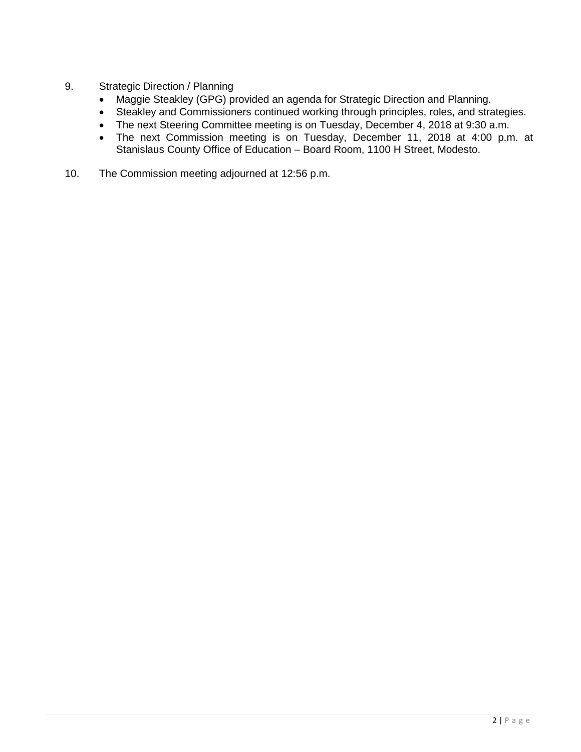9. Strategic Direction / Planning
   - Maggie Steakley (GPG) provided an agenda for Strategic Direction and Planning.
   - Steakley and Commissioners continued working through principles, roles, and strategies.
   - The next Steering Committee meeting is on Tuesday, December 4, 2018 at 9:30 a.m.
   - The next Commission meeting is on Tuesday, December 11, 2018 at 4:00 p.m. at Stanislaus County Office of Education – Board Room, 1100 H Street, Modesto.

10. The Commission meeting adjourned at 12:56 p.m.